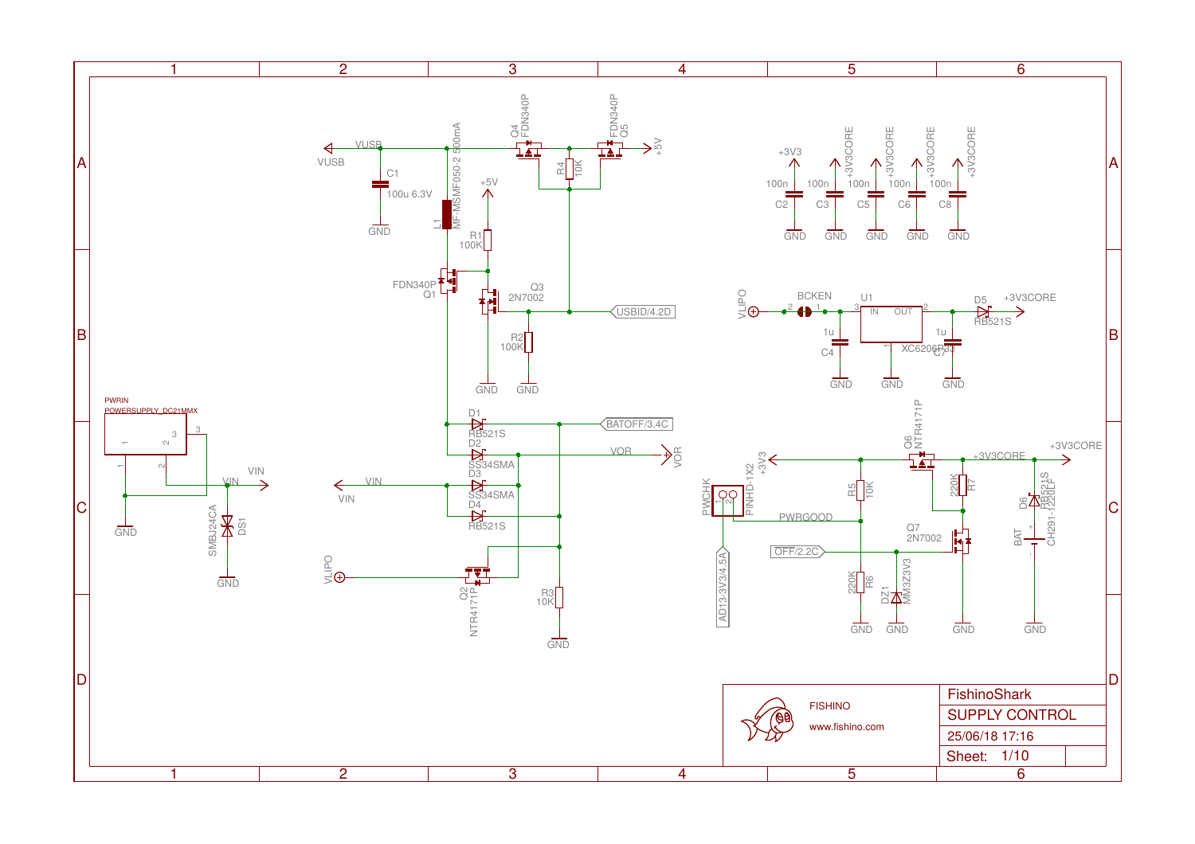# FishinoShark

## SUPPLY CONTROL

FISHINO

www.fishino.com

25/06/18 17:16

Sheet: 1/10

VUSB
C1 100u 6.3V
L1 MF-MSMF050-2 500mA
Q4 FDN340P
Q5 FDN340P
R4 10K
+5V
R1 100K
Q1 FDN340P
Q3 2N7002
R2 100K
USBID/4.2D
D1 RB521S
BATOFF/3.4C
D2 SS34SMA
VOR
D3 SS34SMA
VIN
D4 RB521S
VLIPO
Q2 NTR4171P
R3 10K
GND

PWRIN POWERSUPPLY_DC21MMX
DS1 SMBJ24CA

+3V3
+3V3CORE
C2 100n
C3 100n
C5 100n
C6 100n
C8 100n

VLIPO
BCKEN
U1 XC6206P33 (IN, OUT)
C4 1u
C7 1u
D5 RB521S
+3V3CORE

PWCHK PINHD-1X2
AD13-3V3/4.5A
+3V3
R5 10K
PWRGOOD
Q6 NTR4171P
R7 220K
OFF/2.2C
Q7 2N7002
R6 220K
DZ1 MM3Z3V3
D6 RB521S
BAT CH291-1220LF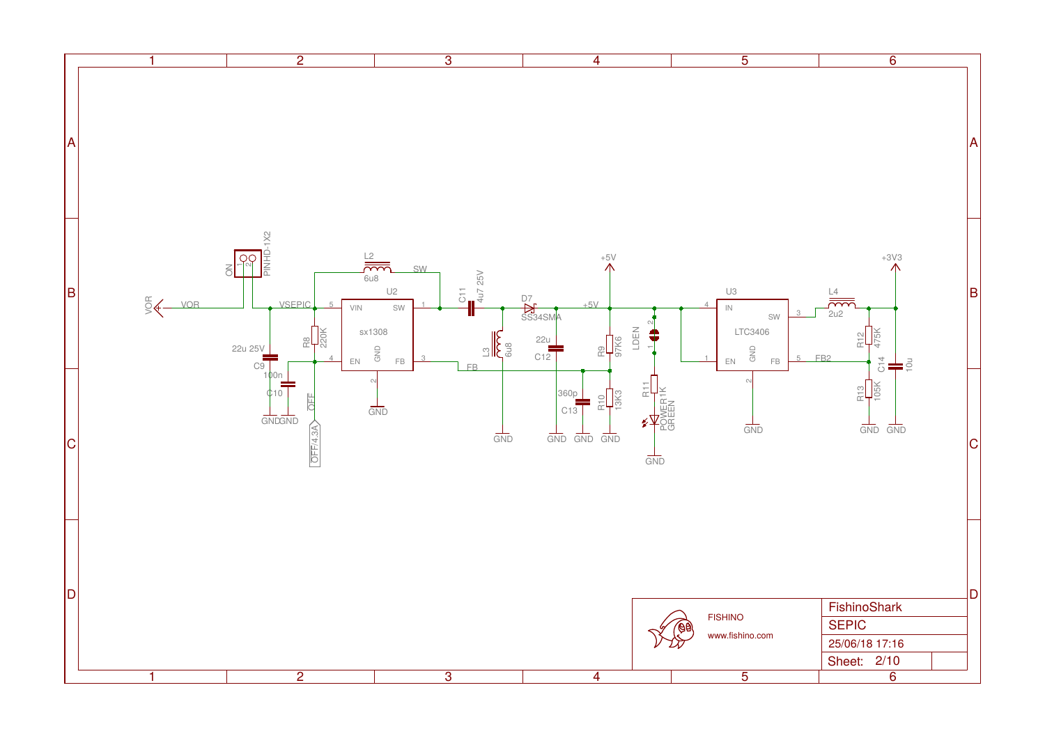**SEPIC power supply schematic — components and labels**

**Connector and input**

- VOR
- PINHD-1X2
- ON
- VSEPIC

**SEPIC converter (U2, sx1308)**

- U2 sx1308, with pins VIN (5), SW (1), EN (4), GND (2), FB (3)
- L2 6u8, net SW
- C9 22u 25V
- C10 100n
- R8 220K
- OFF
- OFF/4.3A
- C11 4u7 25V
- L3 6u8
- D7 SS34SMA
- C12 22u
- C13 360p
- R9 97K6
- R10 13K3
- FB
- +5V

**Power LED**

- LDEN
- R11 1K
- POWER GREEN

**3.3 V regulator (U3, LTC3406)**

- U3 LTC3406, with pins IN (4), SW (3), EN (1), GND (2), FB (5)
- L4 2u2
- R12 475K
- R13 105K
- C14 10u
- FB2
- +3V3

**Ground connections**

- GND

**Title block**

| | |
|---|---|
| FISHINO | FishinoShark |
| www.fishino.com | SEPIC |
| | 25/06/18 17:16 |
| | Sheet: 2/10 |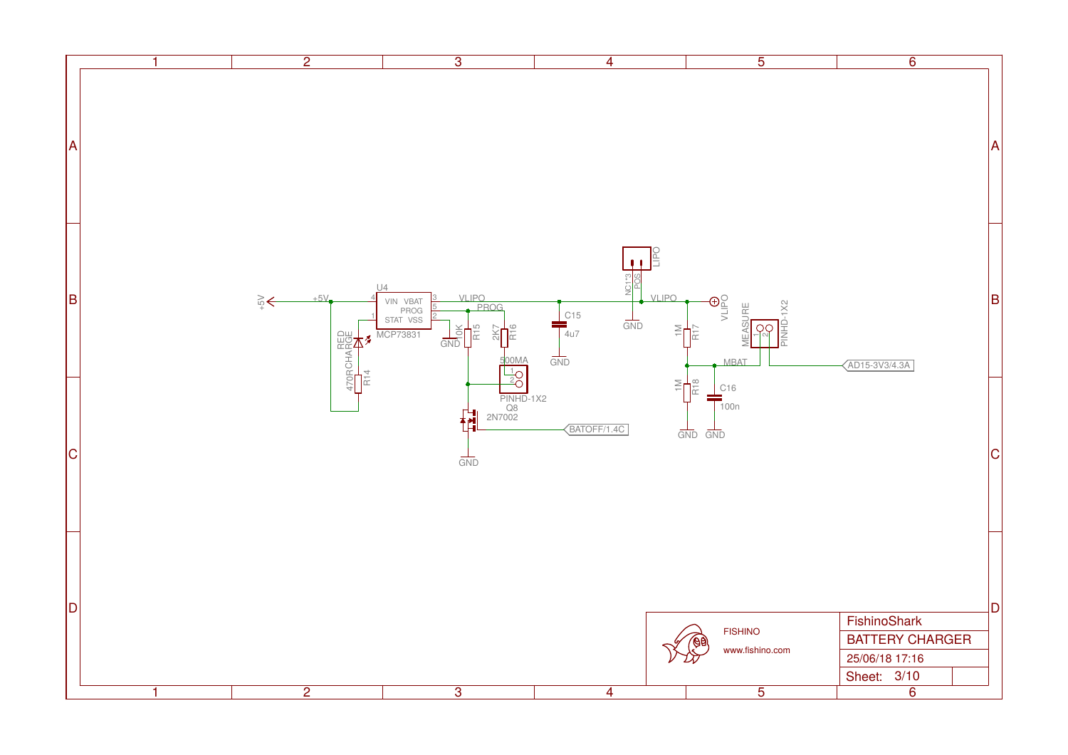FishinoShark

BATTERY CHARGER

25/06/18 17:16

Sheet: 3/10

FISHINO

www.fishino.com

+5V

U4

MCP73831

VIN VBAT

PROG

STAT VSS

VLIPO

PROG

GND

10K R15

2K7 R16

500MA

PINHD-1X2

Q8

2N7002

BATOFF/1.4C

GND

RED CHARGE

470R R14

C15

4u7

GND

LIPO

NC1*3

POS

GND

VLIPO

1M R17

1M R18

MBAT

C16

100n

GND

GND

MEASURE

PINHD-1X2

AD15-3V3/4.3A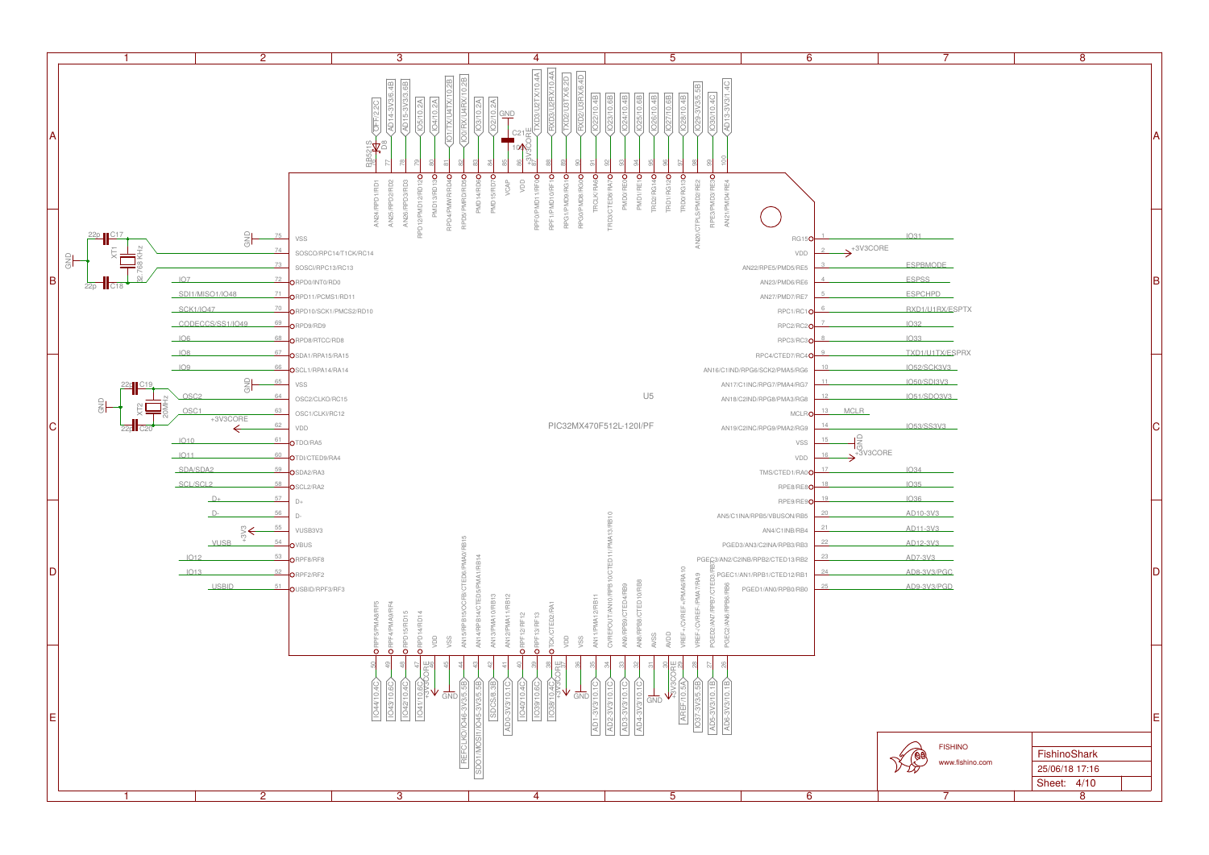# FishinoShark

**U5 — PIC32MX470F512L-120I/PF**

## Left side pins

| Pin | Pin Name | Net |
|---|---|---|
| 75 | VSS | GND |
| 74 | SOSCO/RPC14/T1CK/RC14 | XT1 32.768 KHz, C17 22p |
| 73 | SOSCI/RPC13/RC13 | XT1 32.768 KHz, C18 22p |
| 72 | RPD0/INT0/RD0 | IO7 |
| 71 | RPD11/PCMS1/RD11 | SDI1/MISO1/IO48 |
| 70 | RPD10/SCK1/PMCS2/RD10 | SCK1/IO47 |
| 69 | RPD9/RD9 | CODECCS/SS1/IO49 |
| 68 | RPD8/RTCC/RD8 | IO6 |
| 67 | SDA1/RPA15/RA15 | IO8 |
| 66 | SCL1/RPA14/RA14 | IO9 |
| 65 | VSS | GND |
| 64 | OSC2/CLKO/RC15 | OSC2 (XT2 20MHz, C19 22p) |
| 63 | OSC1/CLKI/RC12 | OSC1 (XT2 20MHz, C20 22p) |
| 62 | VDD | +3V3CORE |
| 61 | TDO/RA5 | IO10 |
| 60 | TDI/CTED9/RA4 | IO11 |
| 59 | SDA2/RA3 | SDA/SDA2 |
| 58 | SCL2/RA2 | SCL/SCL2 |
| 57 | D+ | D+ |
| 56 | D- | D- |
| 55 | VUSB3V3 | +3V3 |
| 54 | VBUS | VUSB |
| 53 | RPF8/RF8 | IO12 |
| 52 | RPF2/RF2 | IO13 |
| 51 | USBID/RPF3/RF3 | USBID |

## Right side pins

| Pin | Pin Name | Net |
|---|---|---|
| 1 | RG15 | IO31 |
| 2 | VDD | +3V3CORE |
| 3 | AN22/RPE5/PMD5/RE5 | ESPBMODE |
| 4 | AN23/PMD6/RE6 | ESPSS |
| 5 | AN27/PMD7/RE7 | ESPCHPD |
| 6 | RPC1/RC1 | RXD1/U1RX/ESPTX |
| 7 | RPC2/RC2 | IO32 |
| 8 | RPC3/RC3 | IO33 |
| 9 | RPC4/CTED7/RC4 | TXD1/U1TX/ESPRX |
| 10 | AN16/C1IND/RPG6/SCK2/PMA5/RG6 | IO52/SCK3V3 |
| 11 | AN17/C1INC/RPG7/PMA4/RG7 | IO50/SDI3V3 |
| 12 | AN18/C2IND/RPG8/PMA3/RG8 | IO51/SDO3V3 |
| 13 | MCLR | MCLR |
| 14 | AN19/C2INC/RPG9/PMA2/RG9 | IO53/SS3V3 |
| 15 | VSS | GND |
| 16 | VDD | +3V3CORE |
| 17 | TMS/CTED1/RA0 | IO34 |
| 18 | RPE8/RE8 | IO35 |
| 19 | RPE9/RE9 | IO36 |
| 20 | AN5/C1INA/RPB5/VBUSON/RB5 | AD10-3V3 |
| 21 | AN4/C1INB/RB4 | AD11-3V3 |
| 22 | PGED3/AN3/C2INA/RPB3/RB3 | AD12-3V3 |
| 23 | PGEC3/AN2/C2INB/RPB2/CTED13/RB2 | AD7-3V3 |
| 24 | PGEC1/AN1/RPB1/CTED12/RB1 | AD8-3V3/PGC |
| 25 | PGED1/AN0/RPB0/RB0 | AD9-3V3/PGD |

## Top pins

| Pin | Pin Name | Net |
|---|---|---|
| 76 | AN24/RPD1/RD1 | OFF(2.2C) via D8 RB521S |
| 77 | AN25/RPD2/RD2 | AD14-3V3(6.4B) |
| 78 | AN26/RPD3/RD3 | AD15-3V3(3.6B) |
| 79 | RPD12/PMD12/RD12 | IO5(10.2A) |
| 80 | PMD13/RD13 | IO4(10.2A) |
| 81 | RPD4/PMWR/RD4 | IO1/TX/U4TX(10.2B) |
| 82 | RPD5/PMRD/RD5 | IO0/RX/U4RX(10.2B) |
| 83 | PMD14/RD6 | IO3(10.2A) |
| 84 | PMD15/RD7 | IO2(10.2A) |
| 85 | VCAP | C21 10u, GND |
| 86 | VDD | +3V3CORE |
| 87 | RPF0/PMD11/RF0 | TXD3/U2TX(10.4A) |
| 88 | RPF1/PMD10/RF1 | RXD3/U2RX(10.4A) |
| 89 | RPG1/PMD9/RG1 | TXD2/U3TX(6.2D) |
| 90 | RPG0/PMD8/RG0 | RXD2/U3RX(6.4D) |
| 91 | TRCLK/RA6 | IO22(10.4B) |
| 92 | TRD3/CTED8/RA7 | IO23(10.6B) |
| 93 | PMD0/RE0 | IO24(10.4B) |
| 94 | PMD1/RE1 | IO25(10.6B) |
| 95 | TRD2/RG14 | IO26(10.4B) |
| 96 | TRD1/RG12 | IO27(10.6B) |
| 97 | TRD0/RG13 | IO28(10.4B) |
| 98 | AN20/CTPLS/PMD2/RE2 | IO29-3V3(5.5B) |
| 99 | RPE3/PMD3/RE3 | IO30(10.4C) |
| 100 | AN21/PMD4/RE4 | AD13-3V3(1.4C) |

## Bottom pins

| Pin | Pin Name | Net |
|---|---|---|
| 50 | RPF5/PMA8/RF5 | IO44(10.4C) |
| 49 | RPF4/PMA9/RF4 | IO43(10.6C) |
| 48 | RPD15/RD15 | IO42(10.4C) |
| 47 | RPD14/RD14 | IO41(10.6C) |
| 46 | VDD | +3V3CORE |
| 45 | VSS | GND |
| 44 | AN15/RPB15/OCFB/CTED6/PMA0/RB15 | REFCLKO/IO46-3V3(5.5B) |
| 43 | AN14/RPB14/CTED5/PMA1/RB14 | SDO1/MOSI1/IO45-3V3(5.5B) |
| 42 | AN13/PMA10/RB13 | SDCS(8.3B) |
| 41 | AN12/PMA11/RB12 | AD0-3V3(10.1C) |
| 40 | RPF12/RF12 | IO40(10.4C) |
| 39 | RPF13/RF13 | IO39(10.6C) |
| 38 | TCK/CTED2/RA1 | IO38(10.4C) |
| 37 | VDD | +3V3CORE |
| 36 | VSS | GND |
| 35 | AN11/PMA12/RB11 | AD1-3V3(10.1C) |
| 34 | CVREFOUT/AN10/RPB10/CTED11/PMA13/RB10 | AD2-3V3(10.1C) |
| 33 | AN9/RPB9/CTED4/RB9 | AD3-3V3(10.1C) |
| 32 | AN8/RPB8/CTED10/RB8 | AD4-3V3(10.1C) |
| 31 | AVSS | GND |
| 30 | AVDD | +3V3CORE |
| 29 | VREF+/CVREF+/PMA6/RA10 | AREF(10.5A) |
| 28 | VREF-/CVREF-/PMA7/RA9 | IO37-3V3(5.5B) |
| 27 | PGED2/AN7/RPB7/CTED3/RB7 | AD5-3V3(10.1B) |
| 26 | PGEC2/AN6/RPB6/RB6 | AD6-3V3(10.1B) |

FISHINO
www.fishino.com

FishinoShark
25/06/18 17:16
Sheet: 4/10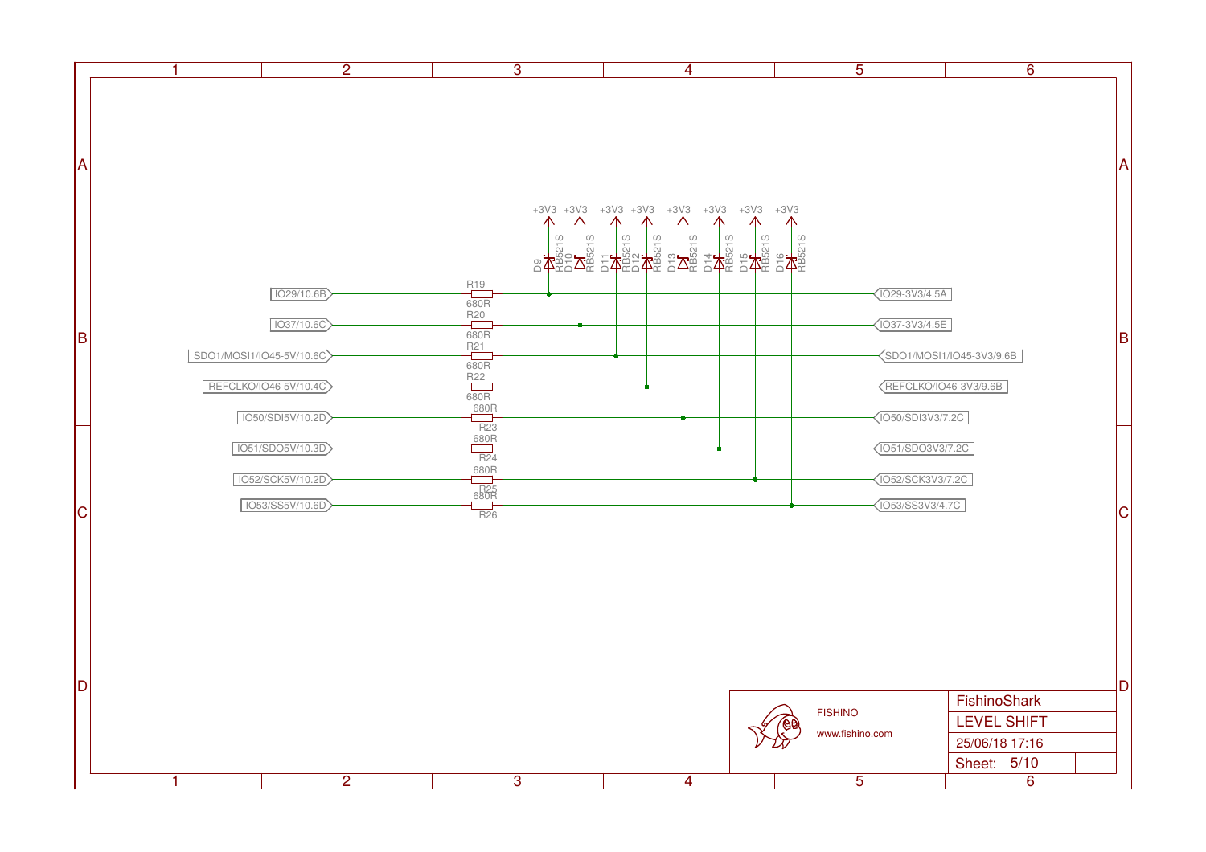# LEVEL SHIFT

| Input (5V) | Resistor | Value | Clamp Diode | Diode Type | Supply | Output (3V3) |
|---|---|---|---|---|---|---|
| IO29/10.6B | R19 | 680R | D9 | RB521S | +3V3 | IO29-3V3/4.5A |
| IO37/10.6C | R20 | 680R | D10 | RB521S | +3V3 | IO37-3V3/4.5E |
| SDO1/MOSI1/IO45-5V/10.6C | R21 | 680R | D11 | RB521S | +3V3 | SDO1/MOSI1/IO45-3V3/9.6B |
| REFCLKO/IO46-5V/10.4C | R22 | 680R | D12 | RB521S | +3V3 | REFCLKO/IO46-3V3/9.6B |
| IO50/SDI5V/10.2D | R23 | 680R | D13 | RB521S | +3V3 | IO50/SDI3V3/7.2C |
| IO51/SDO5V/10.3D | R24 | 680R | D14 | RB521S | +3V3 | IO51/SDO3V3/7.2C |
| IO52/SCK5V/10.2D | R25 | 680R | D15 | RB521S | +3V3 | IO52/SCK3V3/7.2C |
| IO53/SS5V/10.6D | R26 | 680R | D16 | RB521S | +3V3 | IO53/SS3V3/4.7C |

FISHINO

www.fishino.com

FishinoShark

LEVEL SHIFT

25/06/18 17:16

Sheet: 5/10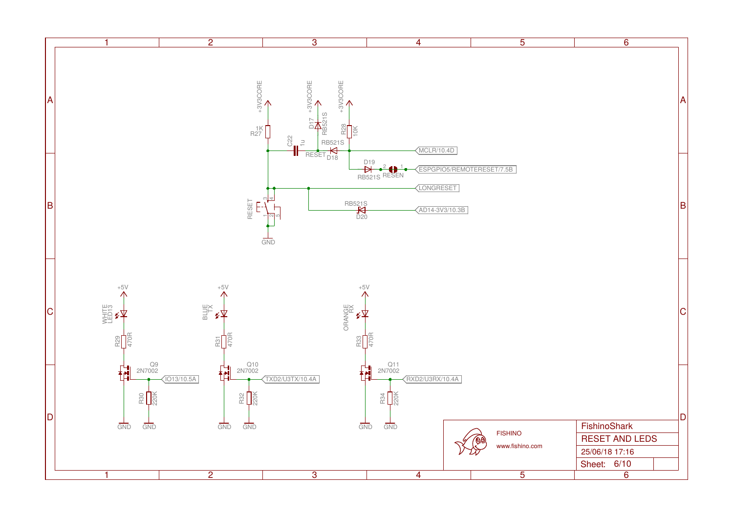+3V3CORE

1K
R27

C22
1u

RESET

+3V3CORE

D17
RB521S

RB521S
D18

+3V3CORE

R28
10K

MCLR/10.4D

D19
RB521S

2 RESEN 1

ESPGPIO5/REMOTERESET/7.5B

LONGRESET

RESET

RB521S
D20

AD14-3V3/10.3B

GND

+5V

WHITE
LED13

R29
470R

Q9
2N7002

IO13/10.5A

R30
220K

GND GND

+5V

BLUE
TX

R31
470R

Q10
2N7002

TXD2/U3TX/10.4A

R32
220K

GND GND

+5V

ORANGE
RX

R33
470R

Q11
2N7002

RXD2/U3RX/10.4A

R34
220K

GND GND

FISHINO

www.fishino.com

| FishinoShark |
|---|
| RESET AND LEDS |
| 25/06/18 17:16 |
| Sheet: 6/10 |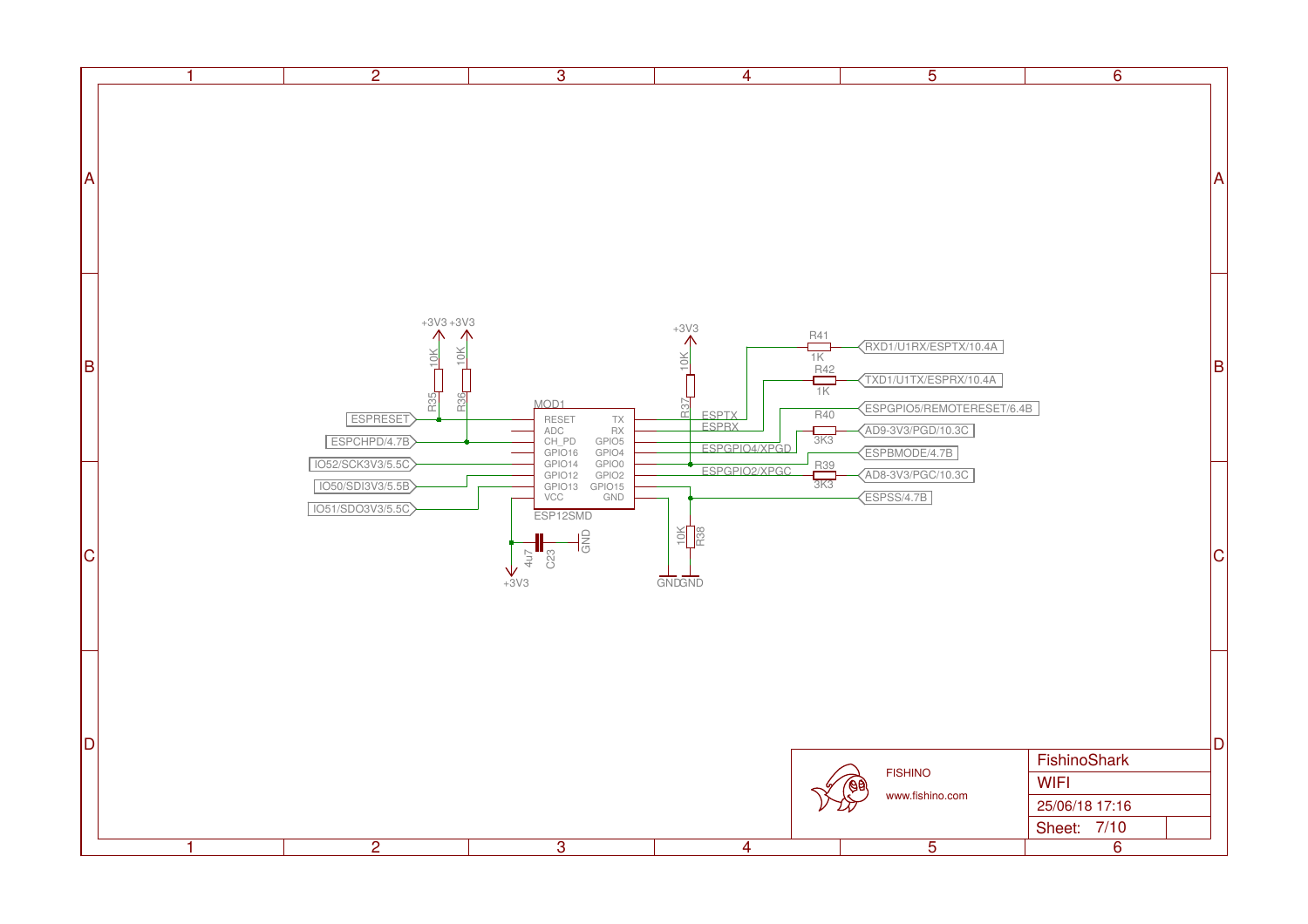+3V3 +3V3

10K R35

10K R36

ESPRESET

ESPCHPD/4.7B

IO52/SCK3V3/5.5C

IO50/SDI3V3/5.5B

IO51/SDO3V3/5.5C

MOD1

RESET TX
ADC RX
CH_PD GPIO5
GPIO16 GPIO4
GPIO14 GPIO0
GPIO12 GPIO2
GPIO13 GPIO15
VCC GND

ESP12SMD

4u7 C23 GND

+3V3

+3V3

10K R37

ESPTX

ESPRX

ESPGPIO4/XPGD

ESPGPIO2/XPGC

GND GND

10K R38

R41 1K RXD1/U1RX/ESPTX/10.4A

R42 1K TXD1/U1TX/ESPRX/10.4A

ESPGPIO5/REMOTERESET/6.4B

R40 3K3 AD9-3V3/PGD/10.3C

ESPBMODE/4.7B

R39 3K3 AD8-3V3/PGC/10.3C

ESPSS/4.7B

FISHINO

www.fishino.com

| FishinoShark |
|---|
| WIFI |
| 25/06/18 17:16 |
| Sheet: 7/10 |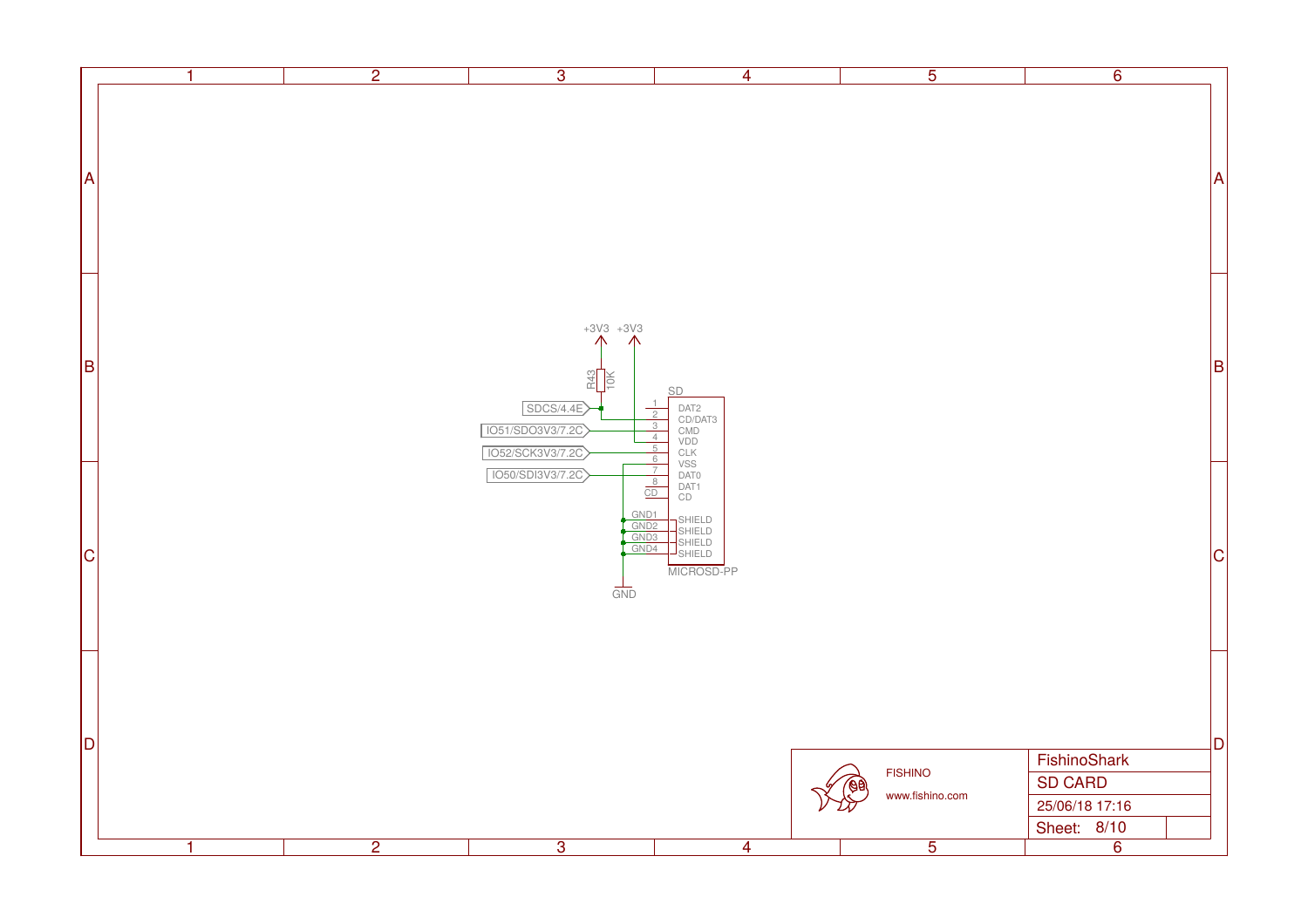+3V3 +3V3

R43 10K

SD

SDCS/4.4E

IO51/SDO3V3/7.2C

IO52/SCK3V3/7.2C

IO50/SDI3V3/7.2C

| Pin | Name |
|---|---|
| 1 | DAT2 |
| 2 | CD/DAT3 |
| 3 | CMD |
| 4 | VDD |
| 5 | CLK |
| 6 | VSS |
| 7 | DAT0 |
| 8 | DAT1 |
| CD | CD |
| GND1 | SHIELD |
| GND2 | SHIELD |
| GND3 | SHIELD |
| GND4 | SHIELD |

MICROSD-PP

GND

FISHINO

www.fishino.com

FishinoShark

SD CARD

25/06/18 17:16

Sheet: 8/10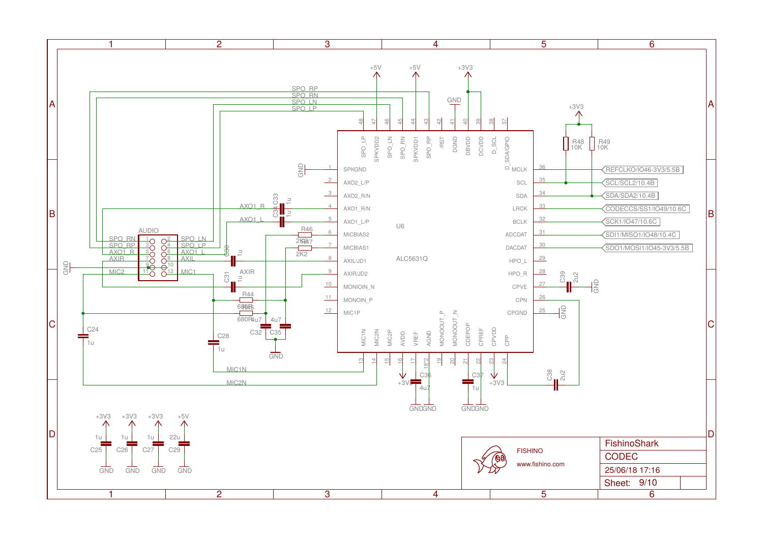# FishinoShark — CODEC

FISHINO

www.fishino.com

| | |
|---|---|
| FishinoShark | |
| CODEC | |
| 25/06/18 17:16 | |
| Sheet: 9/10 | |

## U6 — ALC5631Q

| Pin | Name | Connection |
|---|---|---|
| 1 | SPKGND | GND |
| 2 | AXO2_L/P | |
| 3 | AXO2_R/N | |
| 4 | AXO1_R/N | AXO1_R (C33 1u) |
| 5 | AXO1_L/P | AXO1_L (C34 1u) |
| 6 | MICBIAS2 | R46 2K2 |
| 7 | MICBIAS1 | R47 2K2 |
| 8 | AXIL/JD1 | AXIL (C30 1u) |
| 9 | AXIR/JD2 | AXIR (C31 1u) |
| 10 | MONOIN_N | |
| 11 | MONOIN_P | |
| 12 | MIC1P | |
| 13 | MIC1N | MIC1N (C28 1u) |
| 14 | MIC2N | MIC2N (C24 1u) |
| 15 | MIC2P | |
| 16 | AVDD | +3V3 |
| 17 | VREF | C36 4u7 — GND |
| 18*2 | AGND | GND |
| 19 | MONOOUT_P | |
| 20 | MONOOUT_N | |
| 21 | CDEPOP | C37 1u — GND |
| 22 | CPREF | GND |
| 23 | CPVDD | +3V3 |
| 24 | CPP | C38 2u2 |
| 25 | CPGND | GND |
| 26 | CPN | C38 2u2 |
| 27 | CPVE | C39 2u2 — GND |
| 28 | HPO_R | |
| 29 | HPO_L | |
| 30 | DACDAT | SDO1/MOSI1/IO45-3V3/5.5B |
| 31 | ADCDAT | SDI1/MISO1/IO48/10.4C |
| 32 | BCLK | SCK1/IO47/10.6C |
| 33 | LRCK | CODECCS/SS1/IO49/10.6C |
| 34 | SDA | SDA/SDA2/10.4B (R49 10K to +3V3) |
| 35 | SCL | SCL/SCL2/10.4B (R48 10K to +3V3) |
| 36 | MCLK | REFCLKO/IO46-3V3/5.5B |
| 37 | D_SDA/GPIO | |
| 38 | D_SCL | |
| 39 | DCVDD | +3V3 |
| 40 | DBVDD | +3V3 |
| 41 | DGND | GND |
| 42 | /RST | |
| 43 | SPO_RP | SPO_RP |
| 44 | SPKVDD1 | +5V |
| 45 | SPO_RN | SPO_RN |
| 46 | SPO_LN | SPO_LN |
| 47 | SPKVDD2 | +5V |
| 48 | SPO_LP | SPO_LP |

## AUDIO connector

| Pin | Signal | Pin | Signal |
|---|---|---|---|
| 1 | SPO_RN | 2 | SPO_LN |
| 3 | SPO_RP | 4 | SPO_LP |
| 5 | AXO1_R | 6 | AXO1_L |
| 7 | AXIR | 8 | AXIL |
| 9 | GND | 10 | |
| 11 | MIC2 | 12 | MIC1 |

Other components: R44 680R, R45 680R, C32 4u7, C35 4u7 (GND), C25 1u (+3V3), C26 1u (+3V3), C27 1u (+3V3), C29 22u (+5V).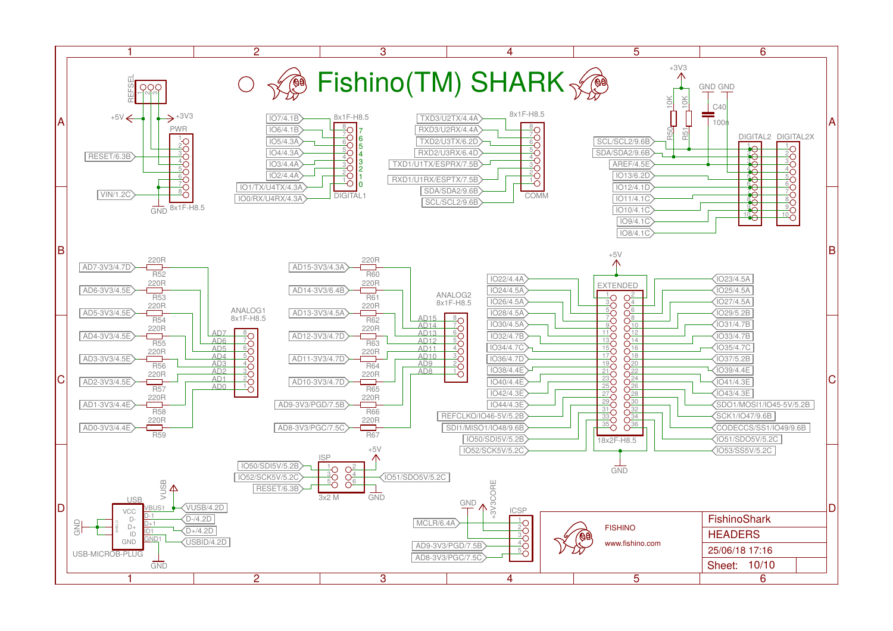# Fishino(TM) SHARK

REFSEL

+5V +3V3

PWR

RESET/6.3B

VIN/1.2C

GND 8x1F-H8.5

IO7/4.1B
IO6/4.1B
IO5/4.3A
IO4/4.3A
IO3/4.4A
IO2/4.4A
IO1/TX/U4TX/4.3A
IO0/RX/U4RX/4.3A

8x1F-H8.5

DIGITAL1

TXD3/U2TX/4.4A
RXD3/U2RX/4.4A
TXD2/U3TX/6.2D
RXD2/U3RX/6.4D
TXD1/U1TX/ESPRX/7.5B
RXD1/U1RX/ESPTX/7.5B
SDA/SDA2/9.6B
SCL/SCL2/9.6B

8x1F-H8.5

COMM

+3V3

10K R50 10K R51

GND GND C40 100n

SCL/SCL2/9.6B
SDA/SDA2/9.6B
AREF/4.5E
IO13/6.2D
IO12/4.1D
IO11/4.1C
IO10/4.1C
IO9/4.1C
IO8/4.1C

DIGITAL2 DIGITAL2X

AD7-3V3/4.7D 220R R52
AD6-3V3/4.5E 220R R53
AD5-3V3/4.5E 220R R54
AD4-3V3/4.5E 220R R55
AD3-3V3/4.5E 220R R56
AD2-3V3/4.5E 220R R57
AD1-3V3/4.4E 220R R58
AD0-3V3/4.4E 220R R59

ANALOG1 8x1F-H8.5

AD15-3V3/4.3A 220R R60
AD14-3V3/6.4B 220R R61
AD13-3V3/4.5A 220R R62
AD12-3V3/4.7D 220R R63
AD11-3V3/4.7D 220R R64
AD10-3V3/4.7D 220R R65
AD9-3V3/PGD/7.5B 220R R66
AD8-3V3/PGC/7.5C 220R R67

ANALOG2 8x1F-H8.5

+5V

EXTENDED

IO22/4.4A
IO24/4.5A
IO26/4.5A
IO28/4.5A
IO30/4.5A
IO32/4.7B
IO34/4.7C
IO36/4.7D
IO38/4.4E
IO40/4.4E
IO42/4.3E
IO44/4.3E
REFCLKO/IO46-5V/5.2B
SDI1/MISO1/IO48/9.6B
IO50/SDI5V/5.2B
IO52/SCK5V/5.2C

IO23/4.5A
IO25/4.5A
IO27/4.5A
IO29/5.2B
IO31/4.7B
IO33/4.7B
IO35/4.7C
IO37/5.2B
IO39/4.4E
IO41/4.3E
IO43/4.3E
SDO1/MOSI1/IO45-5V/5.2B
SCK1/IO47/9.6B
CODECCS/SS1/IO49/9.6B
IO51/SDO5V/5.2C
IO53/SS5V/5.2C

18x2F-H8.5

GND

+5V

ISP

IO50/SDI5V/5.2B
IO52/SCK5V/5.2C
RESET/6.3B
IO51/SDO5V/5.2C

3x2 M GND

USB

VUSB

VUSB/4.2D
D-/4.2D
D+/4.2D
USBID/4.2D

USB-MICROB-PLUG

GND

GND +3V3CORE

ICSP

MCLR/6.4A
AD9-3V3/PGD/7.5B
AD8-3V3/PGC/7.5C

FISHINO
www.fishino.com

| | |
|---|---|
| FishinoShark | |
| HEADERS | |
| 25/06/18 17:16 | |
| Sheet: 10/10 | |